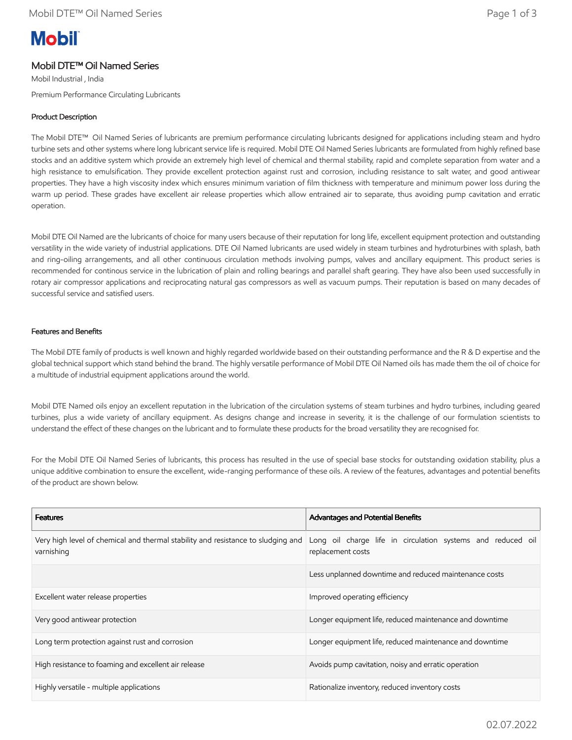# Mobil DTE™ Oil Named Series

Mobil Industrial , India

Premium Performance Circulating Lubricants

## Product Description

The Mobil DTE™ Oil Named Series of lubricants are premium performance circulating lubricants designed for applications including steam and hydro turbine sets and other systems where long lubricant service life is required. Mobil DTE Oil Named Series lubricants are formulated from highly refined base stocks and an additive system which provide an extremely high level of chemical and thermal stability, rapid and complete separation from water and a high resistance to emulsification. They provide excellent protection against rust and corrosion, including resistance to salt water, and good antiwear properties. They have a high viscosity index which ensures minimum variation of film thickness with temperature and minimum power loss during the warm up period. These grades have excellent air release properties which allow entrained air to separate, thus avoiding pump cavitation and erratic operation.

Mobil DTE Oil Named are the lubricants of choice for many users because of their reputation for long life, excellent equipment protection and outstanding versatility in the wide variety of industrial applications. DTE Oil Named lubricants are used widely in steam turbines and hydroturbines with splash, bath and ring-oiling arrangements, and all other continuous circulation methods involving pumps, valves and ancillary equipment. This product series is recommended for continous service in the lubrication of plain and rolling bearings and parallel shaft gearing. They have also been used successfully in rotary air compressor applications and reciprocating natural gas compressors as well as vacuum pumps. Their reputation is based on many decades of successful service and satisfied users.

## Features and Benefits

The Mobil DTE family of products is well known and highly regarded worldwide based on their outstanding performance and the R & D expertise and the global technical support which stand behind the brand. The highly versatile performance of Mobil DTE Oil Named oils has made them the oil of choice for a multitude of industrial equipment applications around the world.

Mobil DTE Named oils enjoy an excellent reputation in the lubrication of the circulation systems of steam turbines and hydro turbines, including geared turbines, plus a wide variety of ancillary equipment. As designs change and increase in severity, it is the challenge of our formulation scientists to understand the effect of these changes on the lubricant and to formulate these products for the broad versatility they are recognised for.

For the Mobil DTE Oil Named Series of lubricants, this process has resulted in the use of special base stocks for outstanding oxidation stability, plus a unique additive combination to ensure the excellent, wide-ranging performance of these oils. A review of the features, advantages and potential benefits of the product are shown below.

| Features | Advantages and Potential Benefits |
|---|---|
| Very high level of chemical and thermal stability and resistance to sludging and varnishing | Long oil charge life in circulation systems and reduced oil replacement costs |
| | Less unplanned downtime and reduced maintenance costs |
| Excellent water release properties | Improved operating efficiency |
| Very good antiwear protection | Longer equipment life, reduced maintenance and downtime |
| Long term protection against rust and corrosion | Longer equipment life, reduced maintenance and downtime |
| High resistance to foaming and excellent air release | Avoids pump cavitation, noisy and erratic operation |
| Highly versatile - multiple applications | Rationalize inventory, reduced inventory costs |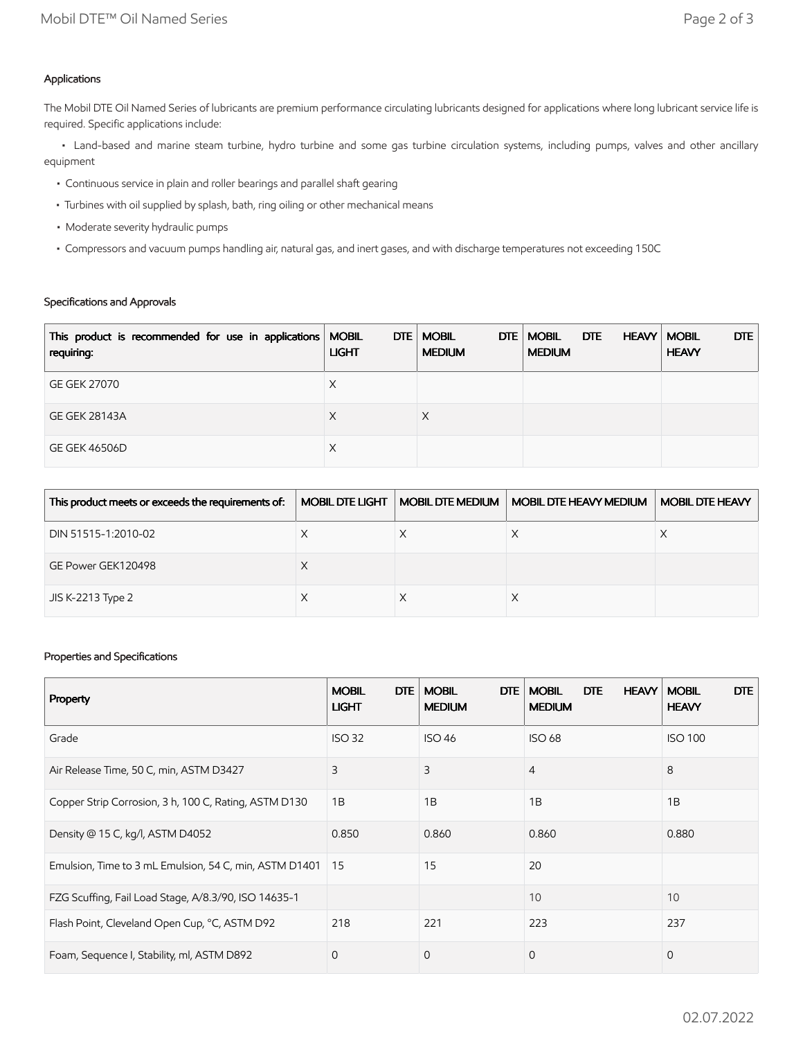### Applications

The Mobil DTE Oil Named Series of lubricants are premium performance circulating lubricants designed for applications where long lubricant service life is required. Specific applications include:

- Land-based and marine steam turbine, hydro turbine and some gas turbine circulation systems, including pumps, valves and other ancillary equipment
- Continuous service in plain and roller bearings and parallel shaft gearing
- Turbines with oil supplied by splash, bath, ring oiling or other mechanical means
- Moderate severity hydraulic pumps
- Compressors and vacuum pumps handling air, natural gas, and inert gases, and with discharge temperatures not exceeding 150C

### Specifications and Approvals

| This product is recommended for use in applications requiring: | MOBIL DTE LIGHT | MOBIL DTE MEDIUM | MOBIL DTE HEAVY MEDIUM | MOBIL DTE HEAVY |
|---|---|---|---|---|
| GE GEK 27070 | X | | | |
| GE GEK 28143A | X | X | | |
| GE GEK 46506D | X | | | |

| This product meets or exceeds the requirements of: | MOBIL DTE LIGHT | MOBIL DTE MEDIUM | MOBIL DTE HEAVY MEDIUM | MOBIL DTE HEAVY |
|---|---|---|---|---|
| DIN 51515-1:2010-02 | X | X | X | X |
| GE Power GEK120498 | X | | | |
| JIS K-2213 Type 2 | X | X | X | |

### Properties and Specifications

| Property | MOBIL DTE LIGHT | MOBIL DTE MEDIUM | MOBIL DTE HEAVY MEDIUM | MOBIL DTE HEAVY |
|---|---|---|---|---|
| Grade | ISO 32 | ISO 46 | ISO 68 | ISO 100 |
| Air Release Time, 50 C, min, ASTM D3427 | 3 | 3 | 4 | 8 |
| Copper Strip Corrosion, 3 h, 100 C, Rating, ASTM D130 | 1B | 1B | 1B | 1B |
| Density @ 15 C, kg/l, ASTM D4052 | 0.850 | 0.860 | 0.860 | 0.880 |
| Emulsion, Time to 3 mL Emulsion, 54 C, min, ASTM D1401 | 15 | 15 | 20 | |
| FZG Scuffing, Fail Load Stage, A/8.3/90, ISO 14635-1 | | | 10 | 10 |
| Flash Point, Cleveland Open Cup, °C, ASTM D92 | 218 | 221 | 223 | 237 |
| Foam, Sequence I, Stability, ml, ASTM D892 | 0 | 0 | 0 | 0 |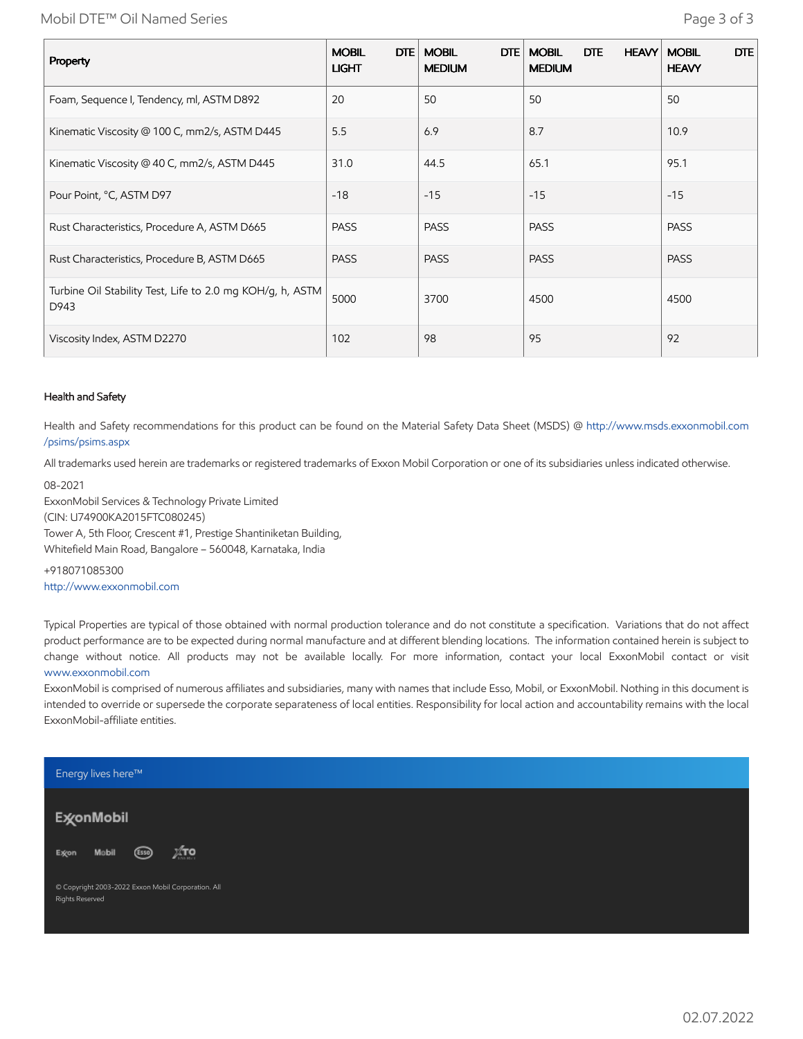| Property | MOBIL DTE LIGHT | MOBIL DTE MEDIUM | MOBIL DTE HEAVY MEDIUM | MOBIL DTE HEAVY |
|---|---|---|---|---|
| Foam, Sequence I, Tendency, ml, ASTM D892 | 20 | 50 | 50 | 50 |
| Kinematic Viscosity @ 100 C, mm2/s, ASTM D445 | 5.5 | 6.9 | 8.7 | 10.9 |
| Kinematic Viscosity @ 40 C, mm2/s, ASTM D445 | 31.0 | 44.5 | 65.1 | 95.1 |
| Pour Point, °C, ASTM D97 | -18 | -15 | -15 | -15 |
| Rust Characteristics, Procedure A, ASTM D665 | PASS | PASS | PASS | PASS |
| Rust Characteristics, Procedure B, ASTM D665 | PASS | PASS | PASS | PASS |
| Turbine Oil Stability Test, Life to 2.0 mg KOH/g, h, ASTM D943 | 5000 | 3700 | 4500 | 4500 |
| Viscosity Index, ASTM D2270 | 102 | 98 | 95 | 92 |

### Health and Safety

Health and Safety recommendations for this product can be found on the Material Safety Data Sheet (MSDS) @ http://www.msds.exxonmobil.com/psims/psims.aspx

All trademarks used herein are trademarks or registered trademarks of Exxon Mobil Corporation or one of its subsidiaries unless indicated otherwise.

08-2021
ExxonMobil Services & Technology Private Limited
(CIN: U74900KA2015FTC080245)
Tower A, 5th Floor, Crescent #1, Prestige Shantiniketan Building,
Whitefield Main Road, Bangalore – 560048, Karnataka, India

+918071085300
http://www.exxonmobil.com

Typical Properties are typical of those obtained with normal production tolerance and do not constitute a specification. Variations that do not affect product performance are to be expected during normal manufacture and at different blending locations. The information contained herein is subject to change without notice. All products may not be available locally. For more information, contact your local ExxonMobil contact or visit www.exxonmobil.com
ExxonMobil is comprised of numerous affiliates and subsidiaries, many with names that include Esso, Mobil, or ExxonMobil. Nothing in this document is intended to override or supersede the corporate separateness of local entities. Responsibility for local action and accountability remains with the local ExxonMobil-affiliate entities.

Energy lives here™

ExxonMobil

Exxon Mobil Esso XTO

© Copyright 2003-2022 Exxon Mobil Corporation. All Rights Reserved